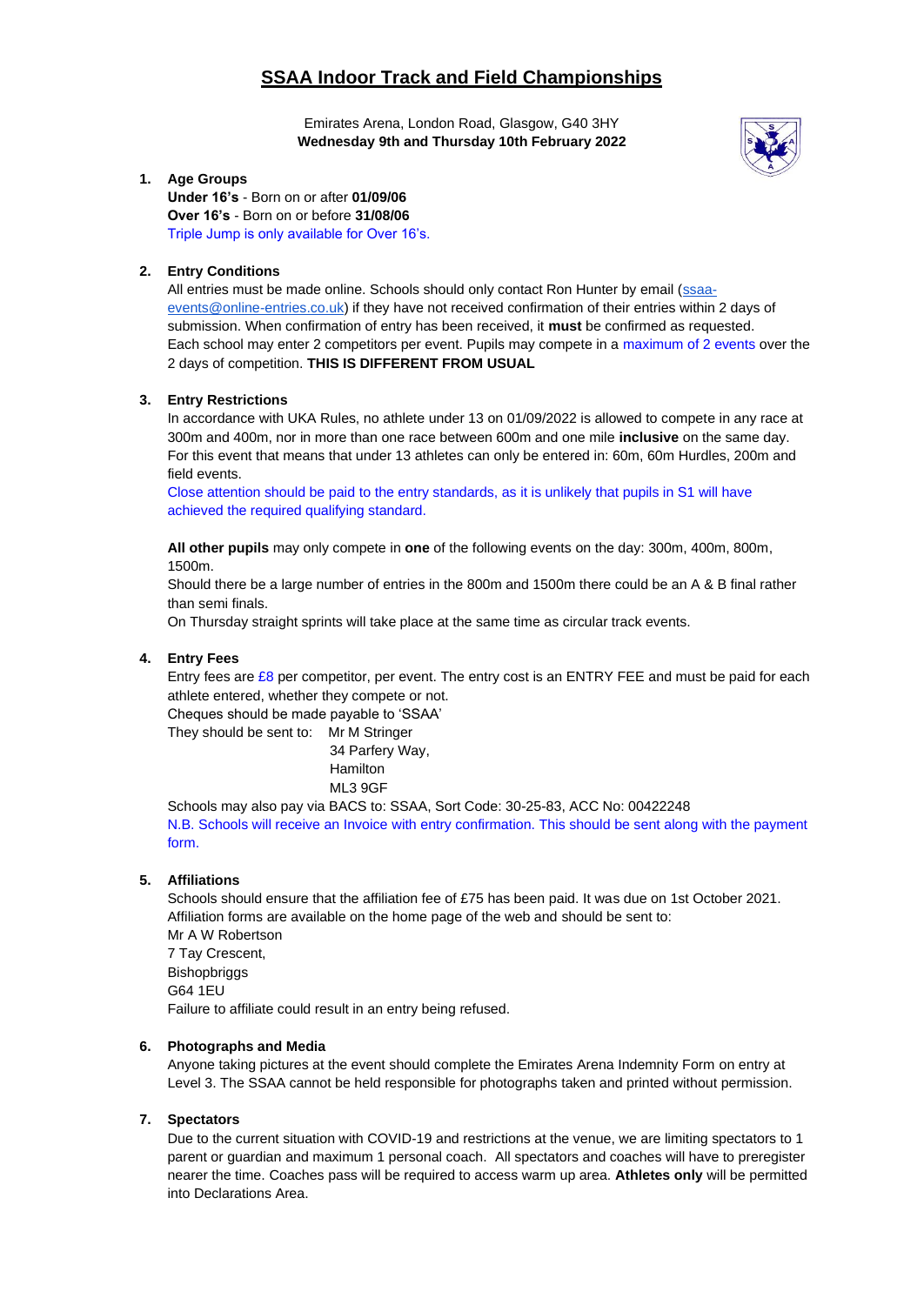// SSAA Indoor Track and Field Championships — page 1

# SSAA Indoor Track and Field Championships

Emirates Arena, London Road, Glasgow, G40 3HY
**Wednesday 9th and Thursday 10th February 2022**

1. **Age Groups**
   **Under 16's** - Born on or after **01/09/06**
   **Over 16's** - Born on or before **31/08/06**
   Triple Jump is only available for Over 16's.

2. **Entry Conditions**
   All entries must be made online. Schools should only contact Ron Hunter by email (ssaa-events@online-entries.co.uk) if they have not received confirmation of their entries within 2 days of submission. When confirmation of entry has been received, it **must** be confirmed as requested.
   Each school may enter 2 competitors per event. Pupils may compete in a maximum of 2 events over the 2 days of competition. **THIS IS DIFFERENT FROM USUAL**

3. **Entry Restrictions**
   In accordance with UKA Rules, no athlete under 13 on 01/09/2022 is allowed to compete in any race at 300m and 400m, nor in more than one race between 600m and one mile **inclusive** on the same day. For this event that means that under 13 athletes can only be entered in: 60m, 60m Hurdles, 200m and field events.
   Close attention should be paid to the entry standards, as it is unlikely that pupils in S1 will have achieved the required qualifying standard.

   **All other pupils** may only compete in **one** of the following events on the day: 300m, 400m, 800m, 1500m.
   Should there be a large number of entries in the 800m and 1500m there could be an A & B final rather than semi finals.
   On Thursday straight sprints will take place at the same time as circular track events.

4. **Entry Fees**
   Entry fees are £8 per competitor, per event. The entry cost is an ENTRY FEE and must be paid for each athlete entered, whether they compete or not.
   Cheques should be made payable to 'SSAA'
   They should be sent to: Mr M Stringer
   34 Parfery Way,
   Hamilton
   ML3 9GF
   Schools may also pay via BACS to: SSAA, Sort Code: 30-25-83, ACC No: 00422248
   N.B. Schools will receive an Invoice with entry confirmation. This should be sent along with the payment form.

5. **Affiliations**
   Schools should ensure that the affiliation fee of £75 has been paid. It was due on 1st October 2021.
   Affiliation forms are available on the home page of the web and should be sent to:
   Mr A W Robertson
   7 Tay Crescent,
   Bishopbriggs
   G64 1EU
   Failure to affiliate could result in an entry being refused.

6. **Photographs and Media**
   Anyone taking pictures at the event should complete the Emirates Arena Indemnity Form on entry at Level 3. The SSAA cannot be held responsible for photographs taken and printed without permission.

7. **Spectators**
   Due to the current situation with COVID-19 and restrictions at the venue, we are limiting spectators to 1 parent or guardian and maximum 1 personal coach. All spectators and coaches will have to preregister nearer the time. Coaches pass will be required to access warm up area. **Athletes only** will be permitted into Declarations Area.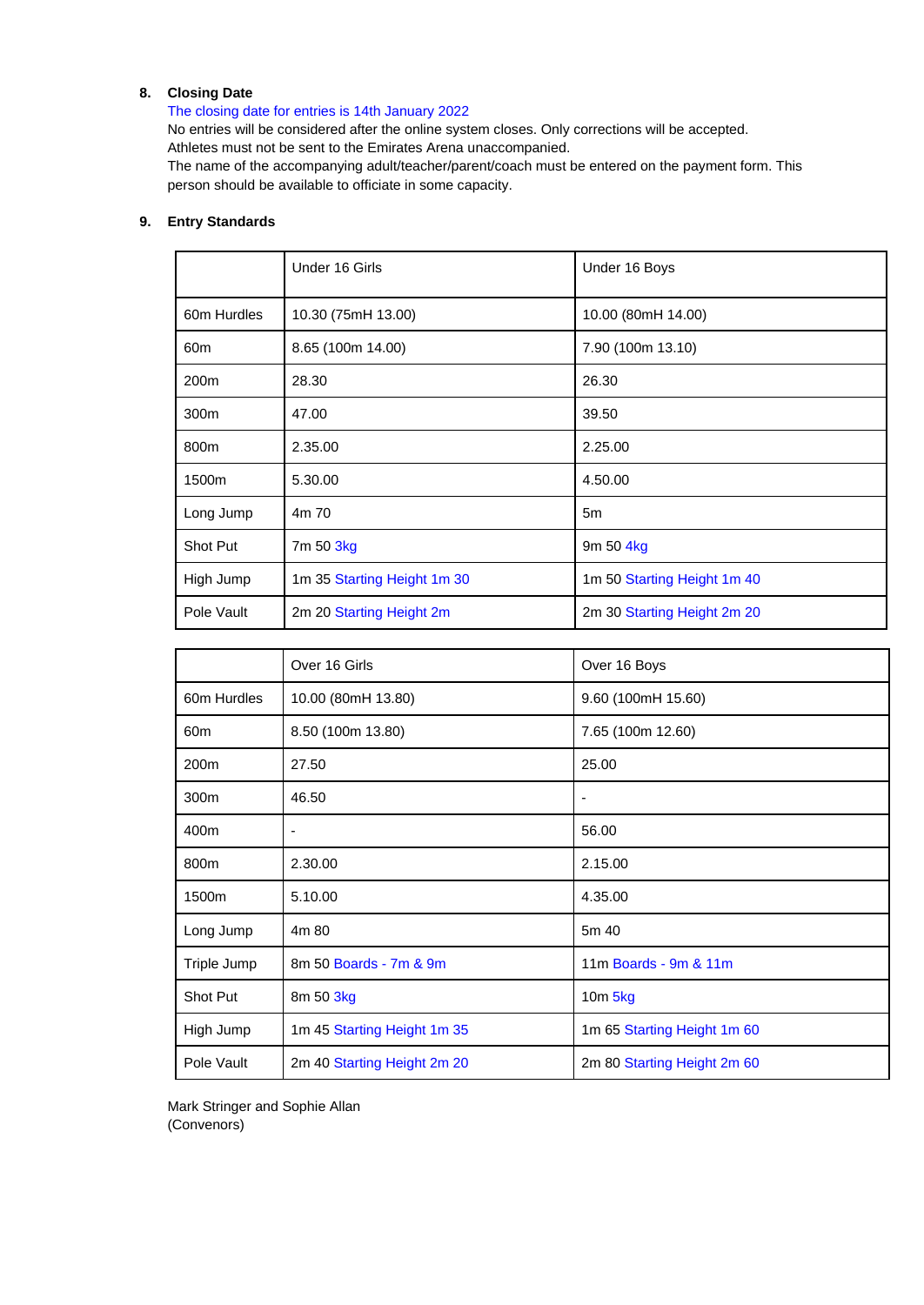8. **Closing Date**

The closing date for entries is 14th January 2022
No entries will be considered after the online system closes. Only corrections will be accepted.
Athletes must not be sent to the Emirates Arena unaccompanied.
The name of the accompanying adult/teacher/parent/coach must be entered on the payment form. This person should be available to officiate in some capacity.

9. **Entry Standards**

| | Under 16 Girls | Under 16 Boys |
|---|---|---|
| 60m Hurdles | 10.30 (75mH 13.00) | 10.00 (80mH 14.00) |
| 60m | 8.65 (100m 14.00) | 7.90 (100m 13.10) |
| 200m | 28.30 | 26.30 |
| 300m | 47.00 | 39.50 |
| 800m | 2.35.00 | 2.25.00 |
| 1500m | 5.30.00 | 4.50.00 |
| Long Jump | 4m 70 | 5m |
| Shot Put | 7m 50 3kg | 9m 50 4kg |
| High Jump | 1m 35 Starting Height 1m 30 | 1m 50 Starting Height 1m 40 |
| Pole Vault | 2m 20 Starting Height 2m | 2m 30 Starting Height 2m 20 |

| | Over 16 Girls | Over 16 Boys |
|---|---|---|
| 60m Hurdles | 10.00 (80mH 13.80) | 9.60 (100mH 15.60) |
| 60m | 8.50 (100m 13.80) | 7.65 (100m 12.60) |
| 200m | 27.50 | 25.00 |
| 300m | 46.50 | - |
| 400m | - | 56.00 |
| 800m | 2.30.00 | 2.15.00 |
| 1500m | 5.10.00 | 4.35.00 |
| Long Jump | 4m 80 | 5m 40 |
| Triple Jump | 8m 50 Boards - 7m & 9m | 11m Boards - 9m & 11m |
| Shot Put | 8m 50 3kg | 10m 5kg |
| High Jump | 1m 45 Starting Height 1m 35 | 1m 65 Starting Height 1m 60 |
| Pole Vault | 2m 40 Starting Height 2m 20 | 2m 80 Starting Height 2m 60 |

Mark Stringer and Sophie Allan
(Convenors)